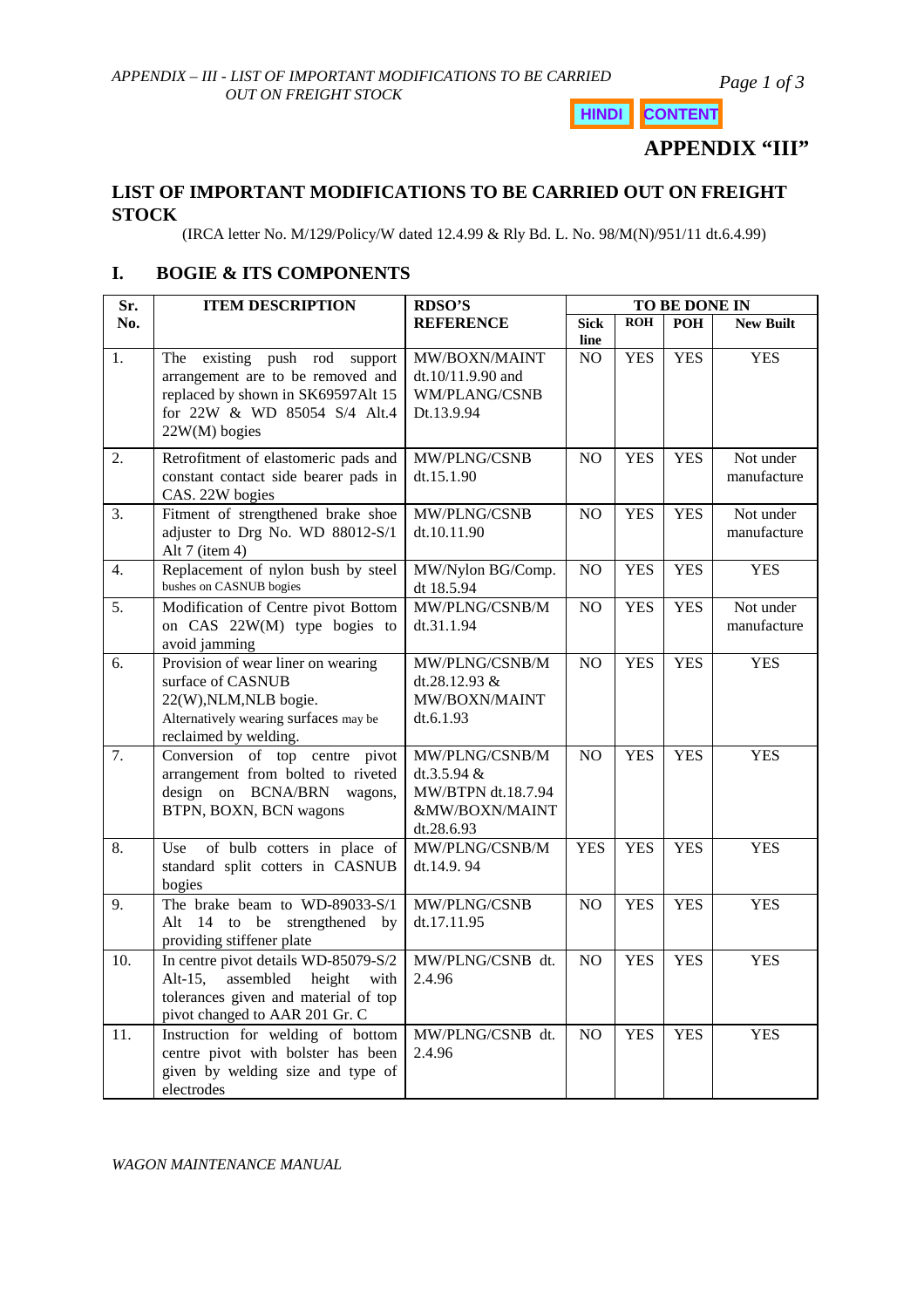HINDI CONTENT

# APPENDIX "III"

## LIST OF IMPORTANT MODIFICATIONS TO BE CARRIED OUT ON FREIGHT STOCK

(IRCA letter No. M/129/Policy/W dated 12.4.99 & Rly Bd. L. No. 98/M(N)/951/11 dt.6.4.99)

## I. BOGIE & ITS COMPONENTS

| Sr. No. | ITEM DESCRIPTION | RDSO'S REFERENCE | TO BE DONE IN | | | |
|---|---|---|---|---|---|---|
| | | | Sick line | ROH | POH | New Built |
| 1. | The existing push rod support arrangement are to be removed and replaced by shown in SK69597Alt 15 for 22W & WD 85054 S/4 Alt.4 22W(M) bogies | MW/BOXN/MAINT dt.10/11.9.90 and WM/PLANG/CSNB Dt.13.9.94 | NO | YES | YES | YES |
| 2. | Retrofitment of elastomeric pads and constant contact side bearer pads in CAS. 22W bogies | MW/PLNG/CSNB dt.15.1.90 | NO | YES | YES | Not under manufacture |
| 3. | Fitment of strengthened brake shoe adjuster to Drg No. WD 88012-S/1 Alt 7 (item 4) | MW/PLNG/CSNB dt.10.11.90 | NO | YES | YES | Not under manufacture |
| 4. | Replacement of nylon bush by steel bushes on CASNUB bogies | MW/Nylon BG/Comp. dt 18.5.94 | NO | YES | YES | YES |
| 5. | Modification of Centre pivot Bottom on CAS 22W(M) type bogies to avoid jamming | MW/PLNG/CSNB/M dt.31.1.94 | NO | YES | YES | Not under manufacture |
| 6. | Provision of wear liner on wearing surface of CASNUB 22(W),NLM,NLB bogie. Alternatively wearing surfaces may be reclaimed by welding. | MW/PLNG/CSNB/M dt.28.12.93 & MW/BOXN/MAINT dt.6.1.93 | NO | YES | YES | YES |
| 7. | Conversion of top centre pivot arrangement from bolted to riveted design on BCNA/BRN wagons, BTPN, BOXN, BCN wagons | MW/PLNG/CSNB/M dt.3.5.94 & MW/BTPN dt.18.7.94 &MW/BOXN/MAINT dt.28.6.93 | NO | YES | YES | YES |
| 8. | Use of bulb cotters in place of standard split cotters in CASNUB bogies | MW/PLNG/CSNB/M dt.14.9. 94 | YES | YES | YES | YES |
| 9. | The brake beam to WD-89033-S/1 Alt 14 to be strengthened by providing stiffener plate | MW/PLNG/CSNB dt.17.11.95 | NO | YES | YES | YES |
| 10. | In centre pivot details WD-85079-S/2 Alt-15, assembled height with tolerances given and material of top pivot changed to AAR 201 Gr. C | MW/PLNG/CSNB dt. 2.4.96 | NO | YES | YES | YES |
| 11. | Instruction for welding of bottom centre pivot with bolster has been given by welding size and type of electrodes | MW/PLNG/CSNB dt. 2.4.96 | NO | YES | YES | YES |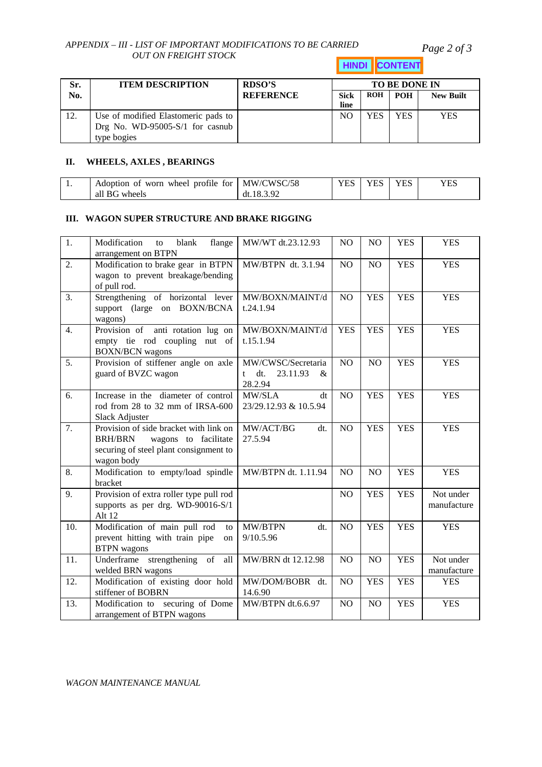| Sr. No. | ITEM DESCRIPTION | RDSO'S REFERENCE | TO BE DONE IN | | | |
|---|---|---|---|---|---|---|
| | | | Sick line | ROH | POH | New Built |
| 12. | Use of modified Elastomeric pads to Drg No. WD-95005-S/1 for casnub type bogies | | NO | YES | YES | YES |

## II. WHEELS, AXLES , BEARINGS

| Sr. No. | ITEM DESCRIPTION | RDSO'S REFERENCE | Sick line | ROH | POH | New Built |
|---|---|---|---|---|---|---|
| 1. | Adoption of worn wheel profile for all BG wheels | MW/CWSC/58 dt.18.3.92 | YES | YES | YES | YES |

## III. WAGON SUPER STRUCTURE AND BRAKE RIGGING

| Sr. No. | ITEM DESCRIPTION | RDSO'S REFERENCE | Sick line | ROH | POH | New Built |
|---|---|---|---|---|---|---|
| 1. | Modification to blank flange arrangement on BTPN | MW/WT dt.23.12.93 | NO | NO | YES | YES |
| 2. | Modification to brake gear in BTPN wagon to prevent breakage/bending of pull rod. | MW/BTPN dt. 3.1.94 | NO | NO | YES | YES |
| 3. | Strengthening of horizontal lever support (large on BOXN/BCNA wagons) | MW/BOXN/MAINT/dt.24.1.94 | NO | YES | YES | YES |
| 4. | Provision of anti rotation lug on empty tie rod coupling nut of BOXN/BCN wagons | MW/BOXN/MAINT/dt.15.1.94 | YES | YES | YES | YES |
| 5. | Provision of stiffener angle on axle guard of BVZC wagon | MW/CWSC/Secretariat dt. 23.11.93 & 28.2.94 | NO | NO | YES | YES |
| 6. | Increase in the diameter of control rod from 28 to 32 mm of IRSA-600 Slack Adjuster | MW/SLA dt 23/29.12.93 & 10.5.94 | NO | YES | YES | YES |
| 7. | Provision of side bracket with link on BRH/BRN wagons to facilitate securing of steel plant consignment to wagon body | MW/ACT/BG dt. 27.5.94 | NO | YES | YES | YES |
| 8. | Modification to empty/load spindle bracket | MW/BTPN dt. 1.11.94 | NO | NO | YES | YES |
| 9. | Provision of extra roller type pull rod supports as per drg. WD-90016-S/1 Alt 12 | | NO | YES | YES | Not under manufacture |
| 10. | Modification of main pull rod to prevent hitting with train pipe on BTPN wagons | MW/BTPN dt. 9/10.5.96 | NO | YES | YES | YES |
| 11. | Underframe strengthening of all welded BRN wagons | MW/BRN dt 12.12.98 | NO | NO | YES | Not under manufacture |
| 12. | Modification of existing door hold stiffener of BOBRN | MW/DOM/BOBR dt. 14.6.90 | NO | YES | YES | YES |
| 13. | Modification to securing of Dome arrangement of BTPN wagons | MW/BTPN dt.6.6.97 | NO | NO | YES | YES |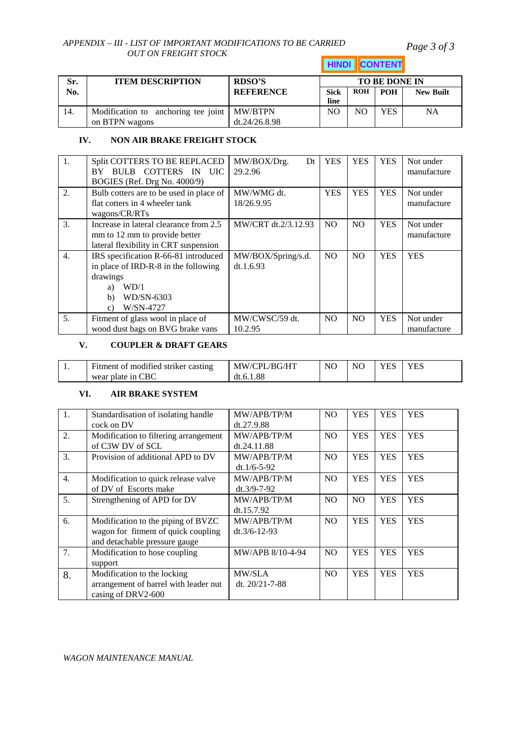*APPENDIX – III - LIST OF IMPORTANT MODIFICATIONS TO BE CARRIED OUT ON FREIGHT STOCK*

HINDI CONTENT

| Sr. No. | ITEM DESCRIPTION | RDSO'S REFERENCE | TO BE DONE IN | | | |
|---|---|---|---|---|---|---|
| | | | Sick line | ROH | POH | New Built |
| 14. | Modification to anchoring tee joint on BTPN wagons | MW/BTPN dt.24/26.8.98 | NO | NO | YES | NA |

### IV. NON AIR BRAKE FREIGHT STOCK

| | | | | | | |
|---|---|---|---|---|---|---|
| 1. | Split COTTERS TO BE REPLACED BY BULB COTTERS IN UIC BOGIES (Ref. Drg No. 4000/9) | MW/BOX/Drg. Dt 29.2.96 | YES | YES | YES | Not under manufacture |
| 2. | Bulb cotters are to be used in place of flat cotters in 4 wheeler tank wagons/CR/RTs | MW/WMG dt. 18/26.9.95 | YES | YES | YES | Not under manufacture |
| 3. | Increase in lateral clearance from 2.5 mm to 12 mm to provide better lateral flexibility in CRT suspension | MW/CRT dt.2/3.12.93 | NO | NO | YES | Not under manufacture |
| 4. | IRS specification R-66-81 introduced in place of IRD-R-8 in the following drawings<br>a) WD/1<br>b) WD/SN-6303<br>c) W/SN-4727 | MW/BOX/Spring/s.d. dt.1.6.93 | NO | NO | YES | YES |
| 5. | Fitment of glass wool in place of wood dust bags on BVG brake vans | MW/CWSC/59 dt. 10.2.95 | NO | NO | YES | Not under manufacture |

### V. COUPLER & DRAFT GEARS

| | | | | | | |
|---|---|---|---|---|---|---|
| 1. | Fitment of modified striker casting wear plate in CBC | MW/CPL/BG/HT dt.6.1.88 | NO | NO | YES | YES |

### VI. AIR BRAKE SYSTEM

| | | | | | | |
|---|---|---|---|---|---|---|
| 1. | Standardisation of isolating handle cock on DV | MW/APB/TP/M dt.27.9.88 | NO | YES | YES | YES |
| 2. | Modification to filtering arrangement of C3W DV of SCL | MW/APB/TP/M dt.24.11.88 | NO | YES | YES | YES |
| 3. | Provision of additional APD to DV | MW/APB/TP/M dt.1/6-5-92 | NO | YES | YES | YES |
| 4. | Modification to quick release valve of DV of Escorts make | MW/APB/TP/M dt.3/9-7-92 | NO | YES | YES | YES |
| 5. | Strengthening of APD for DV | MW/APB/TP/M dt.15.7.92 | NO | NO | YES | YES |
| 6. | Modification to the piping of BVZC wagon for fitment of quick coupling and detachable pressure gauge | MW/APB/TP/M dt.3/6-12-93 | NO | YES | YES | YES |
| 7. | Modification to hose coupling support | MW/APB 8/10-4-94 | NO | YES | YES | YES |
| 8. | Modification to the locking arrangement of barrel with leader nut casing of DRV2-600 | MW/SLA dt. 20/21-7-88 | NO | YES | YES | YES |